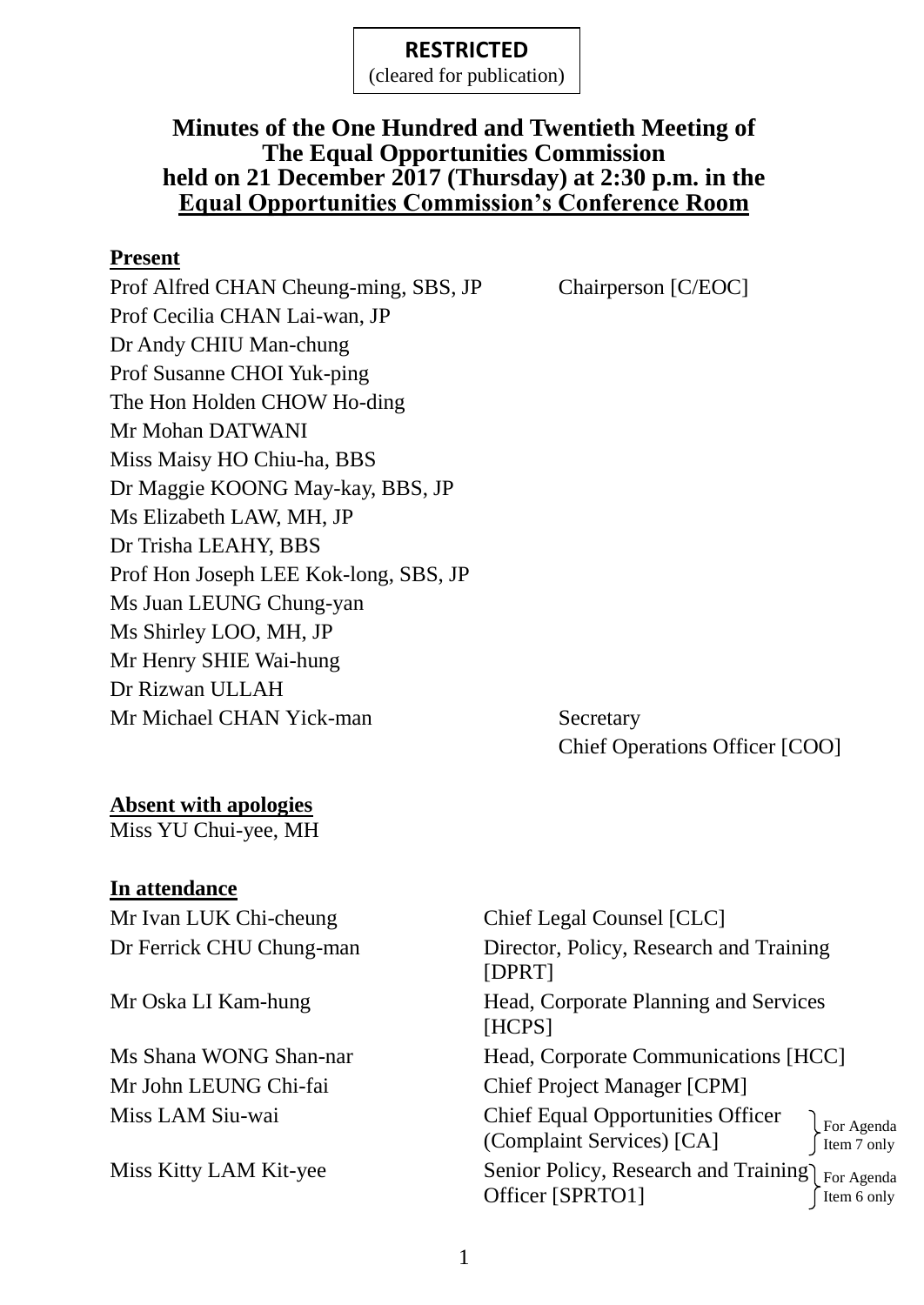**RESTRICTED**
(cleared for publication)

# Minutes of the One Hundred and Twentieth Meeting of The Equal Opportunities Commission held on 21 December 2017 (Thursday) at 2:30 p.m. in the Equal Opportunities Commission's Conference Room

**Present**

| | |
|---|---|
| Prof Alfred CHAN Cheung-ming, SBS, JP | Chairperson [C/EOC] |
| Prof Cecilia CHAN Lai-wan, JP | |
| Dr Andy CHIU Man-chung | |
| Prof Susanne CHOI Yuk-ping | |
| The Hon Holden CHOW Ho-ding | |
| Mr Mohan DATWANI | |
| Miss Maisy HO Chiu-ha, BBS | |
| Dr Maggie KOONG May-kay, BBS, JP | |
| Ms Elizabeth LAW, MH, JP | |
| Dr Trisha LEAHY, BBS | |
| Prof Hon Joseph LEE Kok-long, SBS, JP | |
| Ms Juan LEUNG Chung-yan | |
| Ms Shirley LOO, MH, JP | |
| Mr Henry SHIE Wai-hung | |
| Dr Rizwan ULLAH | |
| Mr Michael CHAN Yick-man | Secretary<br>Chief Operations Officer [COO] |

**Absent with apologies**

Miss YU Chui-yee, MH

**In attendance**

| | | |
|---|---|---|
| Mr Ivan LUK Chi-cheung | Chief Legal Counsel [CLC] | |
| Dr Ferrick CHU Chung-man | Director, Policy, Research and Training [DPRT] | |
| Mr Oska LI Kam-hung | Head, Corporate Planning and Services [HCPS] | |
| Ms Shana WONG Shan-nar | Head, Corporate Communications [HCC] | |
| Mr John LEUNG Chi-fai | Chief Project Manager [CPM] | |
| Miss LAM Siu-wai | Chief Equal Opportunities Officer (Complaint Services) [CA] | For Agenda Item 7 only |
| Miss Kitty LAM Kit-yee | Senior Policy, Research and Training Officer [SPRTO1] | For Agenda Item 6 only |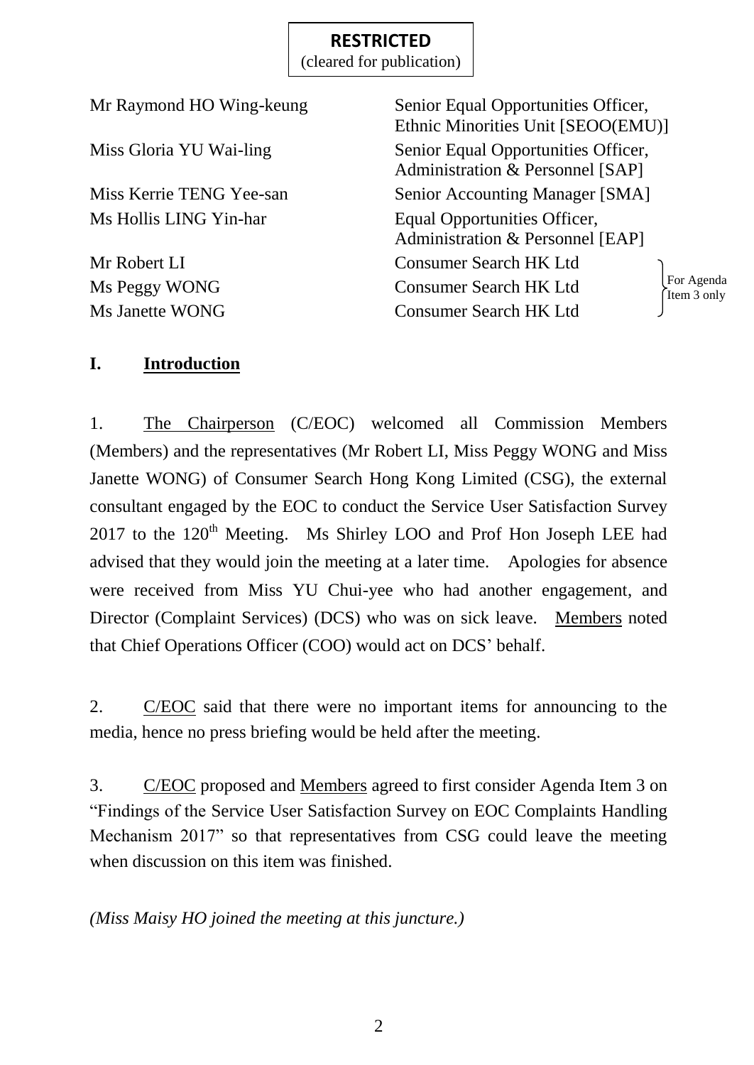**RESTRICTED**
(cleared for publication)

| | | |
|---|---|---|
| Mr Raymond HO Wing-keung | Senior Equal Opportunities Officer, Ethnic Minorities Unit [SEOO(EMU)] | |
| Miss Gloria YU Wai-ling | Senior Equal Opportunities Officer, Administration & Personnel [SAP] | |
| Miss Kerrie TENG Yee-san | Senior Accounting Manager [SMA] | |
| Ms Hollis LING Yin-har | Equal Opportunities Officer, Administration & Personnel [EAP] | |
| Mr Robert LI | Consumer Search HK Ltd | For Agenda Item 3 only |
| Ms Peggy WONG | Consumer Search HK Ltd | |
| Ms Janette WONG | Consumer Search HK Ltd | |

## I. Introduction

1. The Chairperson (C/EOC) welcomed all Commission Members (Members) and the representatives (Mr Robert LI, Miss Peggy WONG and Miss Janette WONG) of Consumer Search Hong Kong Limited (CSG), the external consultant engaged by the EOC to conduct the Service User Satisfaction Survey 2017 to the 120th Meeting. Ms Shirley LOO and Prof Hon Joseph LEE had advised that they would join the meeting at a later time. Apologies for absence were received from Miss YU Chui-yee who had another engagement, and Director (Complaint Services) (DCS) who was on sick leave. Members noted that Chief Operations Officer (COO) would act on DCS' behalf.

2. C/EOC said that there were no important items for announcing to the media, hence no press briefing would be held after the meeting.

3. C/EOC proposed and Members agreed to first consider Agenda Item 3 on "Findings of the Service User Satisfaction Survey on EOC Complaints Handling Mechanism 2017" so that representatives from CSG could leave the meeting when discussion on this item was finished.

*(Miss Maisy HO joined the meeting at this juncture.)*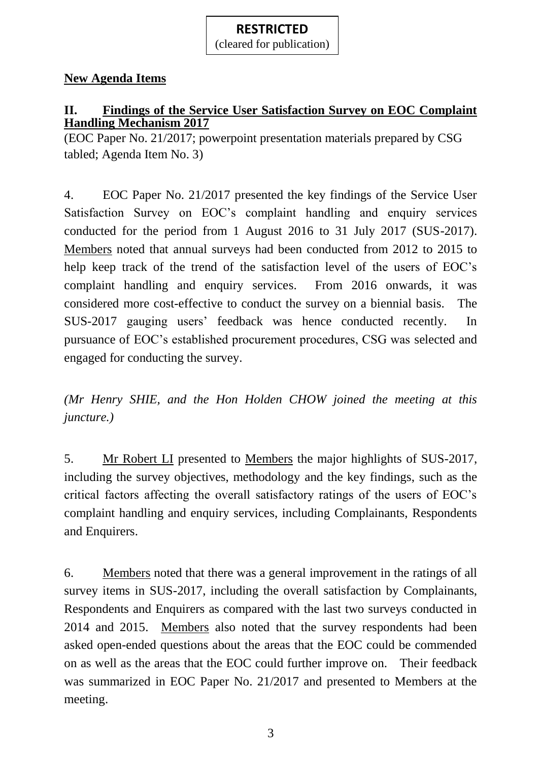**RESTRICTED**
(cleared for publication)

**New Agenda Items**

**II. Findings of the Service User Satisfaction Survey on EOC Complaint Handling Mechanism 2017**

(EOC Paper No. 21/2017; powerpoint presentation materials prepared by CSG tabled; Agenda Item No. 3)

4. EOC Paper No. 21/2017 presented the key findings of the Service User Satisfaction Survey on EOC's complaint handling and enquiry services conducted for the period from 1 August 2016 to 31 July 2017 (SUS-2017). Members noted that annual surveys had been conducted from 2012 to 2015 to help keep track of the trend of the satisfaction level of the users of EOC's complaint handling and enquiry services. From 2016 onwards, it was considered more cost-effective to conduct the survey on a biennial basis. The SUS-2017 gauging users' feedback was hence conducted recently. In pursuance of EOC's established procurement procedures, CSG was selected and engaged for conducting the survey.

*(Mr Henry SHIE, and the Hon Holden CHOW joined the meeting at this juncture.)*

5. Mr Robert LI presented to Members the major highlights of SUS-2017, including the survey objectives, methodology and the key findings, such as the critical factors affecting the overall satisfactory ratings of the users of EOC's complaint handling and enquiry services, including Complainants, Respondents and Enquirers.

6. Members noted that there was a general improvement in the ratings of all survey items in SUS-2017, including the overall satisfaction by Complainants, Respondents and Enquirers as compared with the last two surveys conducted in 2014 and 2015. Members also noted that the survey respondents had been asked open-ended questions about the areas that the EOC could be commended on as well as the areas that the EOC could further improve on. Their feedback was summarized in EOC Paper No. 21/2017 and presented to Members at the meeting.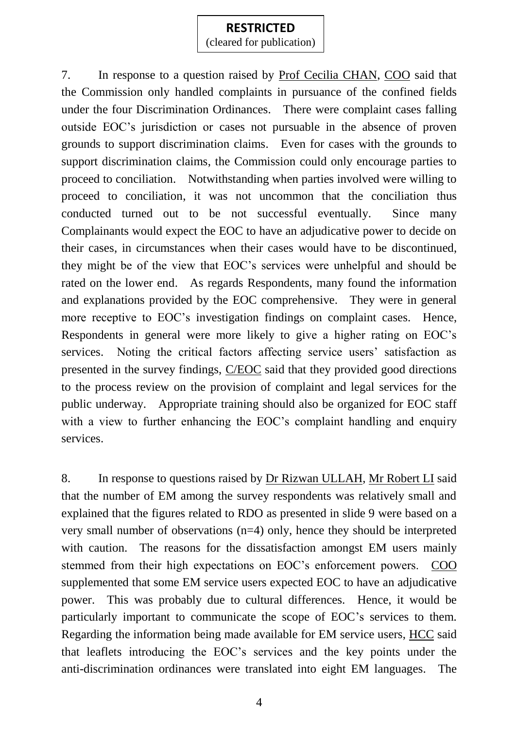**RESTRICTED**
(cleared for publication)

7. In response to a question raised by Prof Cecilia CHAN, COO said that the Commission only handled complaints in pursuance of the confined fields under the four Discrimination Ordinances. There were complaint cases falling outside EOC's jurisdiction or cases not pursuable in the absence of proven grounds to support discrimination claims. Even for cases with the grounds to support discrimination claims, the Commission could only encourage parties to proceed to conciliation. Notwithstanding when parties involved were willing to proceed to conciliation, it was not uncommon that the conciliation thus conducted turned out to be not successful eventually. Since many Complainants would expect the EOC to have an adjudicative power to decide on their cases, in circumstances when their cases would have to be discontinued, they might be of the view that EOC's services were unhelpful and should be rated on the lower end. As regards Respondents, many found the information and explanations provided by the EOC comprehensive. They were in general more receptive to EOC's investigation findings on complaint cases. Hence, Respondents in general were more likely to give a higher rating on EOC's services. Noting the critical factors affecting service users' satisfaction as presented in the survey findings, C/EOC said that they provided good directions to the process review on the provision of complaint and legal services for the public underway. Appropriate training should also be organized for EOC staff with a view to further enhancing the EOC's complaint handling and enquiry services.

8. In response to questions raised by Dr Rizwan ULLAH, Mr Robert LI said that the number of EM among the survey respondents was relatively small and explained that the figures related to RDO as presented in slide 9 were based on a very small number of observations (n=4) only, hence they should be interpreted with caution. The reasons for the dissatisfaction amongst EM users mainly stemmed from their high expectations on EOC's enforcement powers. COO supplemented that some EM service users expected EOC to have an adjudicative power. This was probably due to cultural differences. Hence, it would be particularly important to communicate the scope of EOC's services to them. Regarding the information being made available for EM service users, HCC said that leaflets introducing the EOC's services and the key points under the anti-discrimination ordinances were translated into eight EM languages. The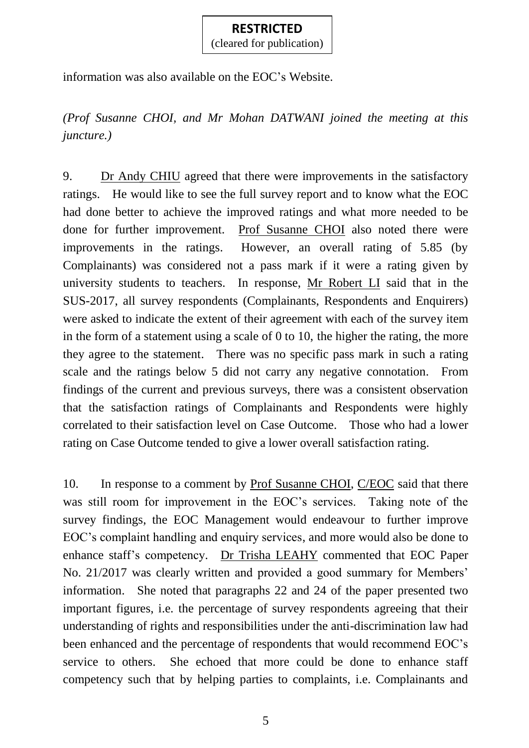information was also available on the EOC's Website.

*(Prof Susanne CHOI, and Mr Mohan DATWANI joined the meeting at this juncture.)*

9. Dr Andy CHIU agreed that there were improvements in the satisfactory ratings. He would like to see the full survey report and to know what the EOC had done better to achieve the improved ratings and what more needed to be done for further improvement. Prof Susanne CHOI also noted there were improvements in the ratings. However, an overall rating of 5.85 (by Complainants) was considered not a pass mark if it were a rating given by university students to teachers. In response, Mr Robert LI said that in the SUS-2017, all survey respondents (Complainants, Respondents and Enquirers) were asked to indicate the extent of their agreement with each of the survey item in the form of a statement using a scale of 0 to 10, the higher the rating, the more they agree to the statement. There was no specific pass mark in such a rating scale and the ratings below 5 did not carry any negative connotation. From findings of the current and previous surveys, there was a consistent observation that the satisfaction ratings of Complainants and Respondents were highly correlated to their satisfaction level on Case Outcome. Those who had a lower rating on Case Outcome tended to give a lower overall satisfaction rating.

10. In response to a comment by Prof Susanne CHOI, C/EOC said that there was still room for improvement in the EOC's services. Taking note of the survey findings, the EOC Management would endeavour to further improve EOC's complaint handling and enquiry services, and more would also be done to enhance staff's competency. Dr Trisha LEAHY commented that EOC Paper No. 21/2017 was clearly written and provided a good summary for Members' information. She noted that paragraphs 22 and 24 of the paper presented two important figures, i.e. the percentage of survey respondents agreeing that their understanding of rights and responsibilities under the anti-discrimination law had been enhanced and the percentage of respondents that would recommend EOC's service to others. She echoed that more could be done to enhance staff competency such that by helping parties to complaints, i.e. Complainants and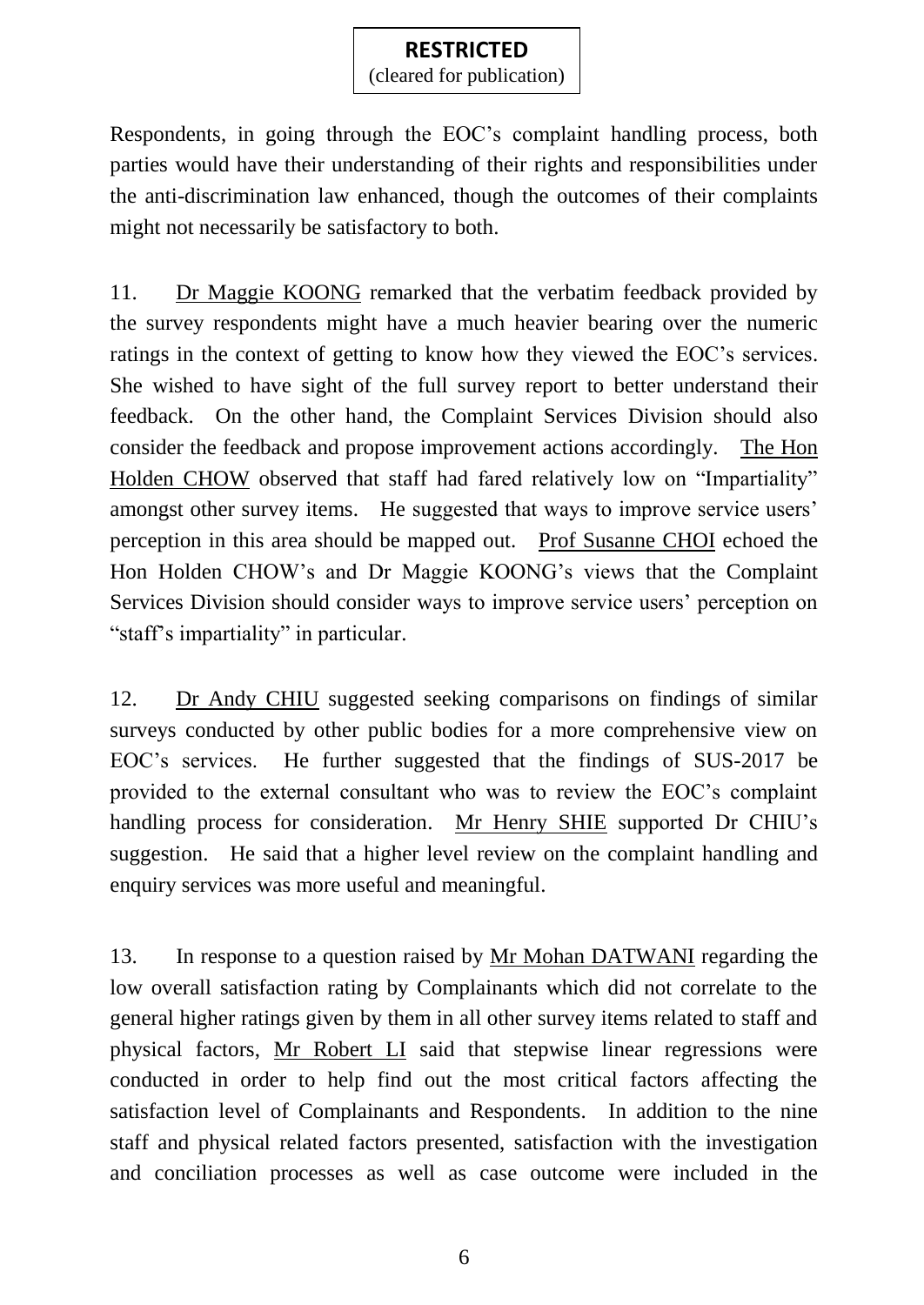**RESTRICTED**
(cleared for publication)

Respondents, in going through the EOC's complaint handling process, both parties would have their understanding of their rights and responsibilities under the anti-discrimination law enhanced, though the outcomes of their complaints might not necessarily be satisfactory to both.

11. Dr Maggie KOONG remarked that the verbatim feedback provided by the survey respondents might have a much heavier bearing over the numeric ratings in the context of getting to know how they viewed the EOC's services. She wished to have sight of the full survey report to better understand their feedback. On the other hand, the Complaint Services Division should also consider the feedback and propose improvement actions accordingly. The Hon Holden CHOW observed that staff had fared relatively low on "Impartiality" amongst other survey items. He suggested that ways to improve service users' perception in this area should be mapped out. Prof Susanne CHOI echoed the Hon Holden CHOW's and Dr Maggie KOONG's views that the Complaint Services Division should consider ways to improve service users' perception on "staff's impartiality" in particular.

12. Dr Andy CHIU suggested seeking comparisons on findings of similar surveys conducted by other public bodies for a more comprehensive view on EOC's services. He further suggested that the findings of SUS-2017 be provided to the external consultant who was to review the EOC's complaint handling process for consideration. Mr Henry SHIE supported Dr CHIU's suggestion. He said that a higher level review on the complaint handling and enquiry services was more useful and meaningful.

13. In response to a question raised by Mr Mohan DATWANI regarding the low overall satisfaction rating by Complainants which did not correlate to the general higher ratings given by them in all other survey items related to staff and physical factors, Mr Robert LI said that stepwise linear regressions were conducted in order to help find out the most critical factors affecting the satisfaction level of Complainants and Respondents. In addition to the nine staff and physical related factors presented, satisfaction with the investigation and conciliation processes as well as case outcome were included in the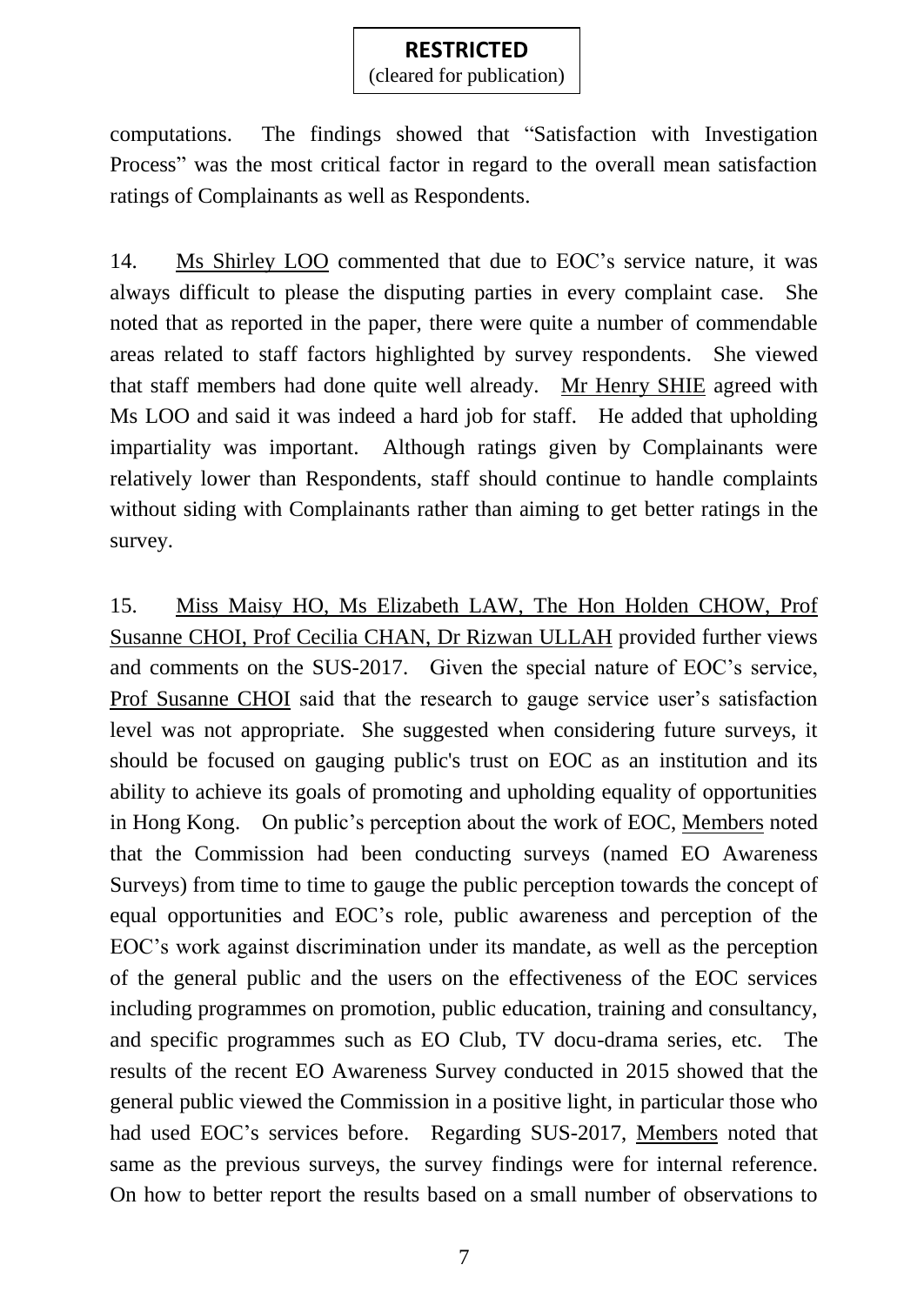computations. The findings showed that "Satisfaction with Investigation Process" was the most critical factor in regard to the overall mean satisfaction ratings of Complainants as well as Respondents.

14. Ms Shirley LOO commented that due to EOC's service nature, it was always difficult to please the disputing parties in every complaint case. She noted that as reported in the paper, there were quite a number of commendable areas related to staff factors highlighted by survey respondents. She viewed that staff members had done quite well already. Mr Henry SHIE agreed with Ms LOO and said it was indeed a hard job for staff. He added that upholding impartiality was important. Although ratings given by Complainants were relatively lower than Respondents, staff should continue to handle complaints without siding with Complainants rather than aiming to get better ratings in the survey.

15. Miss Maisy HO, Ms Elizabeth LAW, The Hon Holden CHOW, Prof Susanne CHOI, Prof Cecilia CHAN, Dr Rizwan ULLAH provided further views and comments on the SUS-2017. Given the special nature of EOC's service, Prof Susanne CHOI said that the research to gauge service user's satisfaction level was not appropriate. She suggested when considering future surveys, it should be focused on gauging public's trust on EOC as an institution and its ability to achieve its goals of promoting and upholding equality of opportunities in Hong Kong. On public's perception about the work of EOC, Members noted that the Commission had been conducting surveys (named EO Awareness Surveys) from time to time to gauge the public perception towards the concept of equal opportunities and EOC's role, public awareness and perception of the EOC's work against discrimination under its mandate, as well as the perception of the general public and the users on the effectiveness of the EOC services including programmes on promotion, public education, training and consultancy, and specific programmes such as EO Club, TV docu-drama series, etc. The results of the recent EO Awareness Survey conducted in 2015 showed that the general public viewed the Commission in a positive light, in particular those who had used EOC's services before. Regarding SUS-2017, Members noted that same as the previous surveys, the survey findings were for internal reference. On how to better report the results based on a small number of observations to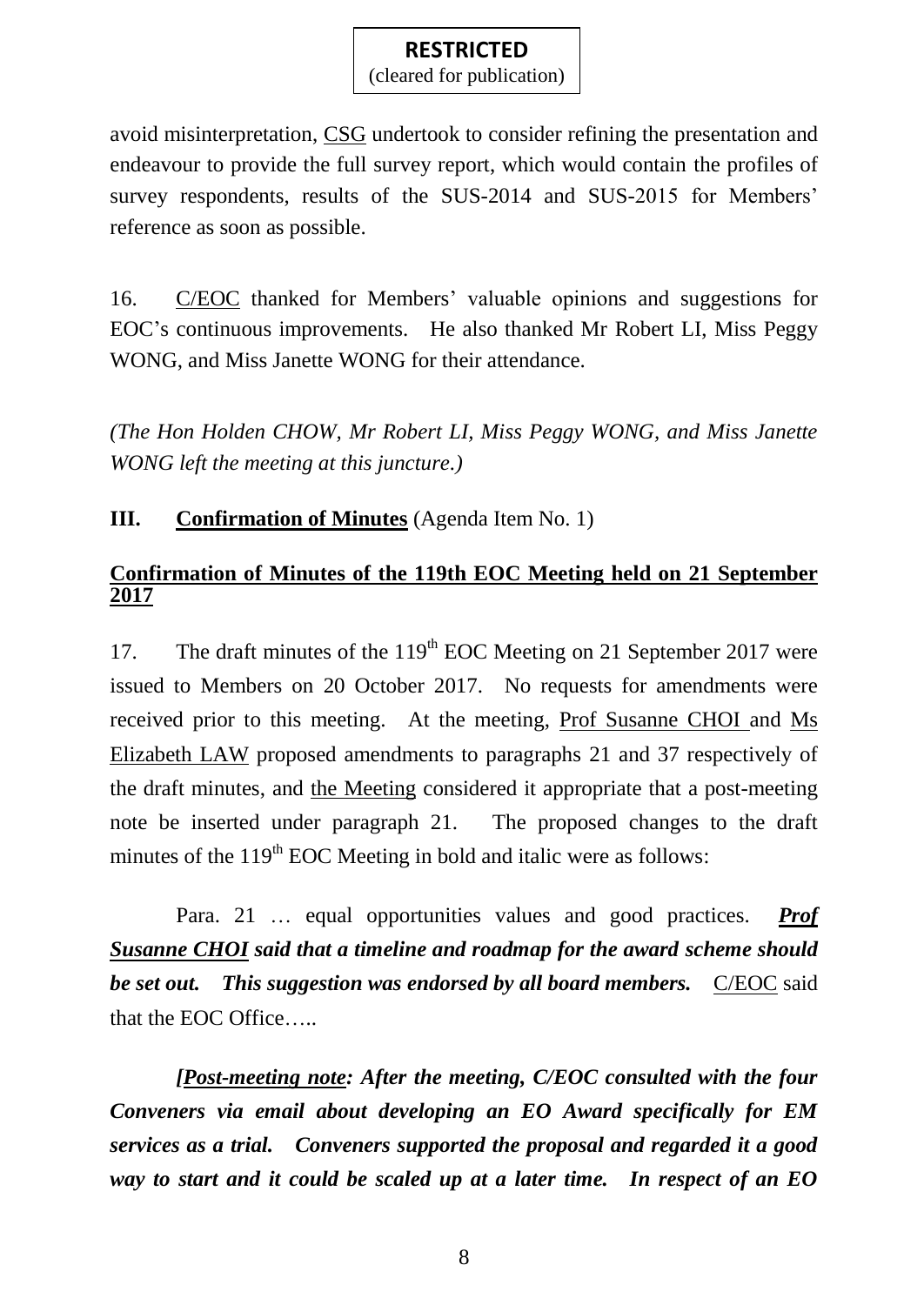avoid misinterpretation, CSG undertook to consider refining the presentation and endeavour to provide the full survey report, which would contain the profiles of survey respondents, results of the SUS-2014 and SUS-2015 for Members' reference as soon as possible.

16. C/EOC thanked for Members' valuable opinions and suggestions for EOC's continuous improvements. He also thanked Mr Robert LI, Miss Peggy WONG, and Miss Janette WONG for their attendance.

*(The Hon Holden CHOW, Mr Robert LI, Miss Peggy WONG, and Miss Janette WONG left the meeting at this juncture.)*

**III. Confirmation of Minutes** (Agenda Item No. 1)

**Confirmation of Minutes of the 119th EOC Meeting held on 21 September 2017**

17. The draft minutes of the 119th EOC Meeting on 21 September 2017 were issued to Members on 20 October 2017. No requests for amendments were received prior to this meeting. At the meeting, Prof Susanne CHOI and Ms Elizabeth LAW proposed amendments to paragraphs 21 and 37 respectively of the draft minutes, and the Meeting considered it appropriate that a post-meeting note be inserted under paragraph 21. The proposed changes to the draft minutes of the 119th EOC Meeting in bold and italic were as follows:

Para. 21 … equal opportunities values and good practices. ***Prof Susanne CHOI said that a timeline and roadmap for the award scheme should be set out. This suggestion was endorsed by all board members.*** C/EOC said that the EOC Office…..

***[Post-meeting note: After the meeting, C/EOC consulted with the four Conveners via email about developing an EO Award specifically for EM services as a trial. Conveners supported the proposal and regarded it a good way to start and it could be scaled up at a later time. In respect of an EO***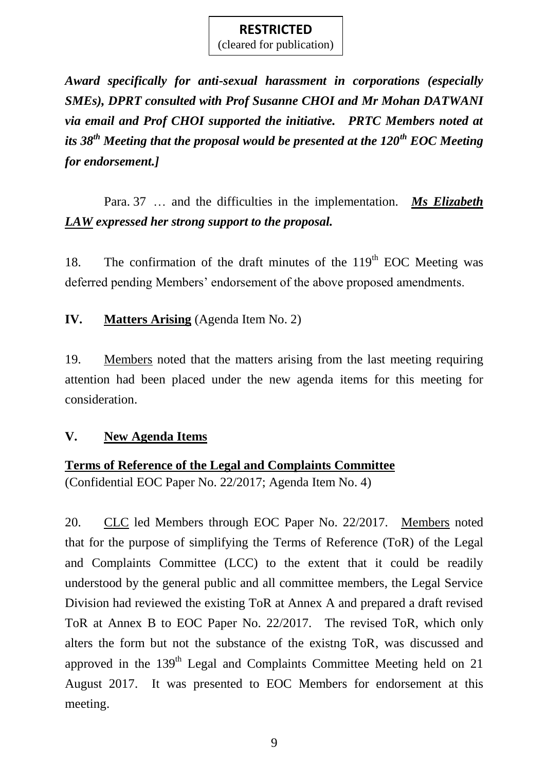**RESTRICTED**
(cleared for publication)

***Award specifically for anti-sexual harassment in corporations (especially SMEs), DPRT consulted with Prof Susanne CHOI and Mr Mohan DATWANI via email and Prof CHOI supported the initiative. PRTC Members noted at its 38th Meeting that the proposal would be presented at the 120th EOC Meeting for endorsement.]***

Para. 37 … and the difficulties in the implementation. ***Ms Elizabeth LAW expressed her strong support to the proposal.***

18. The confirmation of the draft minutes of the 119th EOC Meeting was deferred pending Members' endorsement of the above proposed amendments.

## IV. Matters Arising (Agenda Item No. 2)

19. Members noted that the matters arising from the last meeting requiring attention had been placed under the new agenda items for this meeting for consideration.

## V. New Agenda Items

### Terms of Reference of the Legal and Complaints Committee

(Confidential EOC Paper No. 22/2017; Agenda Item No. 4)

20. CLC led Members through EOC Paper No. 22/2017. Members noted that for the purpose of simplifying the Terms of Reference (ToR) of the Legal and Complaints Committee (LCC) to the extent that it could be readily understood by the general public and all committee members, the Legal Service Division had reviewed the existing ToR at Annex A and prepared a draft revised ToR at Annex B to EOC Paper No. 22/2017. The revised ToR, which only alters the form but not the substance of the existng ToR, was discussed and approved in the 139th Legal and Complaints Committee Meeting held on 21 August 2017. It was presented to EOC Members for endorsement at this meeting.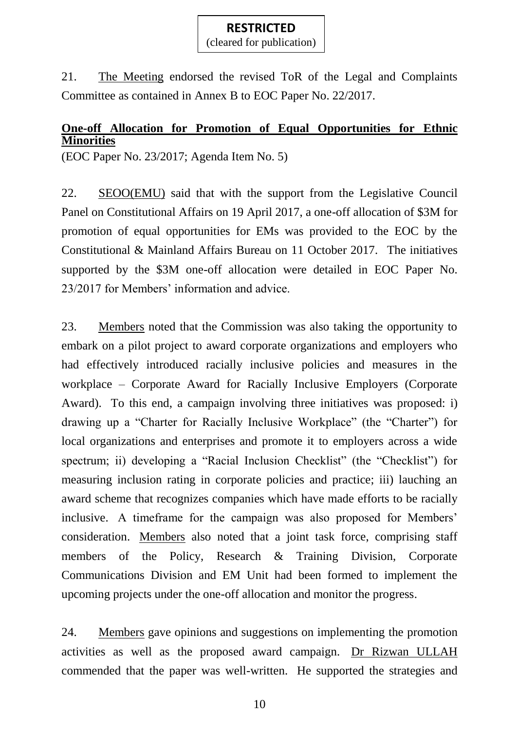21. The Meeting endorsed the revised ToR of the Legal and Complaints Committee as contained in Annex B to EOC Paper No. 22/2017.

**One-off Allocation for Promotion of Equal Opportunities for Ethnic Minorities**

(EOC Paper No. 23/2017; Agenda Item No. 5)

22. SEOO(EMU) said that with the support from the Legislative Council Panel on Constitutional Affairs on 19 April 2017, a one-off allocation of $3M for promotion of equal opportunities for EMs was provided to the EOC by the Constitutional & Mainland Affairs Bureau on 11 October 2017. The initiatives supported by the $3M one-off allocation were detailed in EOC Paper No. 23/2017 for Members' information and advice.

23. Members noted that the Commission was also taking the opportunity to embark on a pilot project to award corporate organizations and employers who had effectively introduced racially inclusive policies and measures in the workplace – Corporate Award for Racially Inclusive Employers (Corporate Award). To this end, a campaign involving three initiatives was proposed: i) drawing up a "Charter for Racially Inclusive Workplace" (the "Charter") for local organizations and enterprises and promote it to employers across a wide spectrum; ii) developing a "Racial Inclusion Checklist" (the "Checklist") for measuring inclusion rating in corporate policies and practice; iii) lauching an award scheme that recognizes companies which have made efforts to be racially inclusive. A timeframe for the campaign was also proposed for Members' consideration. Members also noted that a joint task force, comprising staff members of the Policy, Research & Training Division, Corporate Communications Division and EM Unit had been formed to implement the upcoming projects under the one-off allocation and monitor the progress.

24. Members gave opinions and suggestions on implementing the promotion activities as well as the proposed award campaign. Dr Rizwan ULLAH commended that the paper was well-written. He supported the strategies and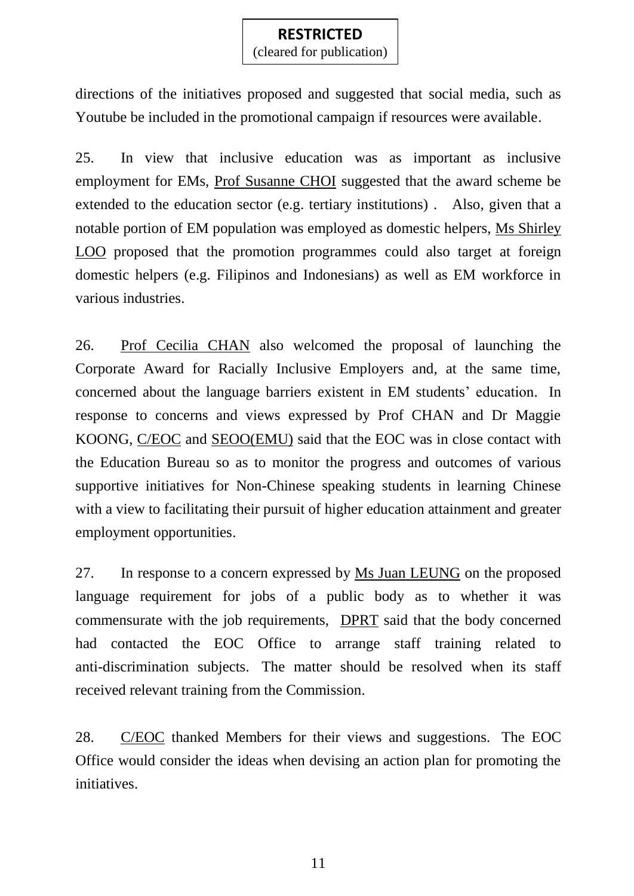directions of the initiatives proposed and suggested that social media, such as Youtube be included in the promotional campaign if resources were available.

25. In view that inclusive education was as important as inclusive employment for EMs, Prof Susanne CHOI suggested that the award scheme be extended to the education sector (e.g. tertiary institutions) . Also, given that a notable portion of EM population was employed as domestic helpers, Ms Shirley LOO proposed that the promotion programmes could also target at foreign domestic helpers (e.g. Filipinos and Indonesians) as well as EM workforce in various industries.

26. Prof Cecilia CHAN also welcomed the proposal of launching the Corporate Award for Racially Inclusive Employers and, at the same time, concerned about the language barriers existent in EM students' education. In response to concerns and views expressed by Prof CHAN and Dr Maggie KOONG, C/EOC and SEOO(EMU) said that the EOC was in close contact with the Education Bureau so as to monitor the progress and outcomes of various supportive initiatives for Non-Chinese speaking students in learning Chinese with a view to facilitating their pursuit of higher education attainment and greater employment opportunities.

27. In response to a concern expressed by Ms Juan LEUNG on the proposed language requirement for jobs of a public body as to whether it was commensurate with the job requirements, DPRT said that the body concerned had contacted the EOC Office to arrange staff training related to anti-discrimination subjects. The matter should be resolved when its staff received relevant training from the Commission.

28. C/EOC thanked Members for their views and suggestions. The EOC Office would consider the ideas when devising an action plan for promoting the initiatives.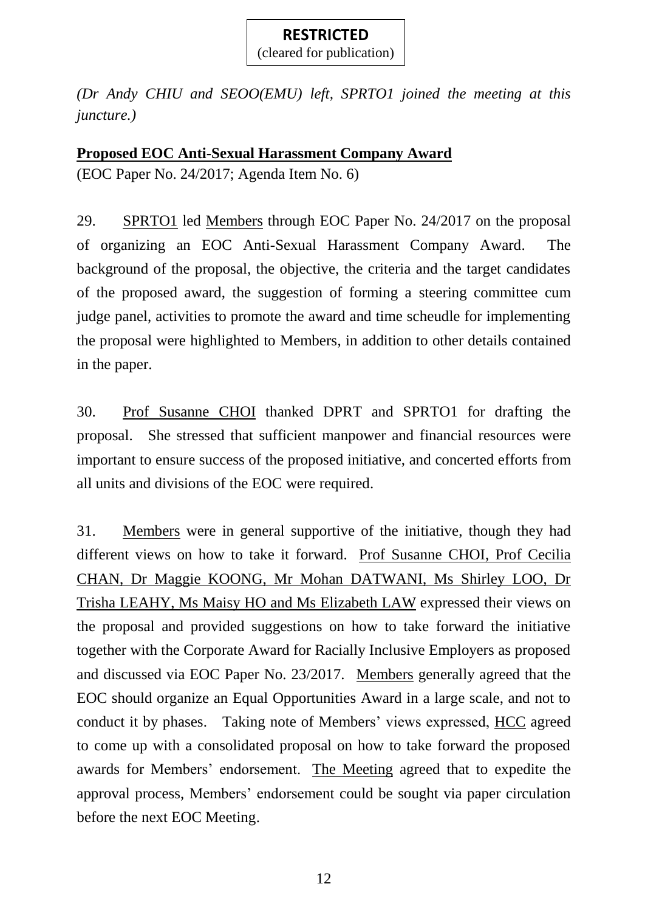**RESTRICTED**
(cleared for publication)

*(Dr Andy CHIU and SEOO(EMU) left, SPRTO1 joined the meeting at this juncture.)*

**Proposed EOC Anti-Sexual Harassment Company Award**

(EOC Paper No. 24/2017; Agenda Item No. 6)

29. SPRTO1 led Members through EOC Paper No. 24/2017 on the proposal of organizing an EOC Anti-Sexual Harassment Company Award. The background of the proposal, the objective, the criteria and the target candidates of the proposed award, the suggestion of forming a steering committee cum judge panel, activities to promote the award and time scheudle for implementing the proposal were highlighted to Members, in addition to other details contained in the paper.

30. Prof Susanne CHOI thanked DPRT and SPRTO1 for drafting the proposal. She stressed that sufficient manpower and financial resources were important to ensure success of the proposed initiative, and concerted efforts from all units and divisions of the EOC were required.

31. Members were in general supportive of the initiative, though they had different views on how to take it forward. Prof Susanne CHOI, Prof Cecilia CHAN, Dr Maggie KOONG, Mr Mohan DATWANI, Ms Shirley LOO, Dr Trisha LEAHY, Ms Maisy HO and Ms Elizabeth LAW expressed their views on the proposal and provided suggestions on how to take forward the initiative together with the Corporate Award for Racially Inclusive Employers as proposed and discussed via EOC Paper No. 23/2017. Members generally agreed that the EOC should organize an Equal Opportunities Award in a large scale, and not to conduct it by phases. Taking note of Members' views expressed, HCC agreed to come up with a consolidated proposal on how to take forward the proposed awards for Members' endorsement. The Meeting agreed that to expedite the approval process, Members' endorsement could be sought via paper circulation before the next EOC Meeting.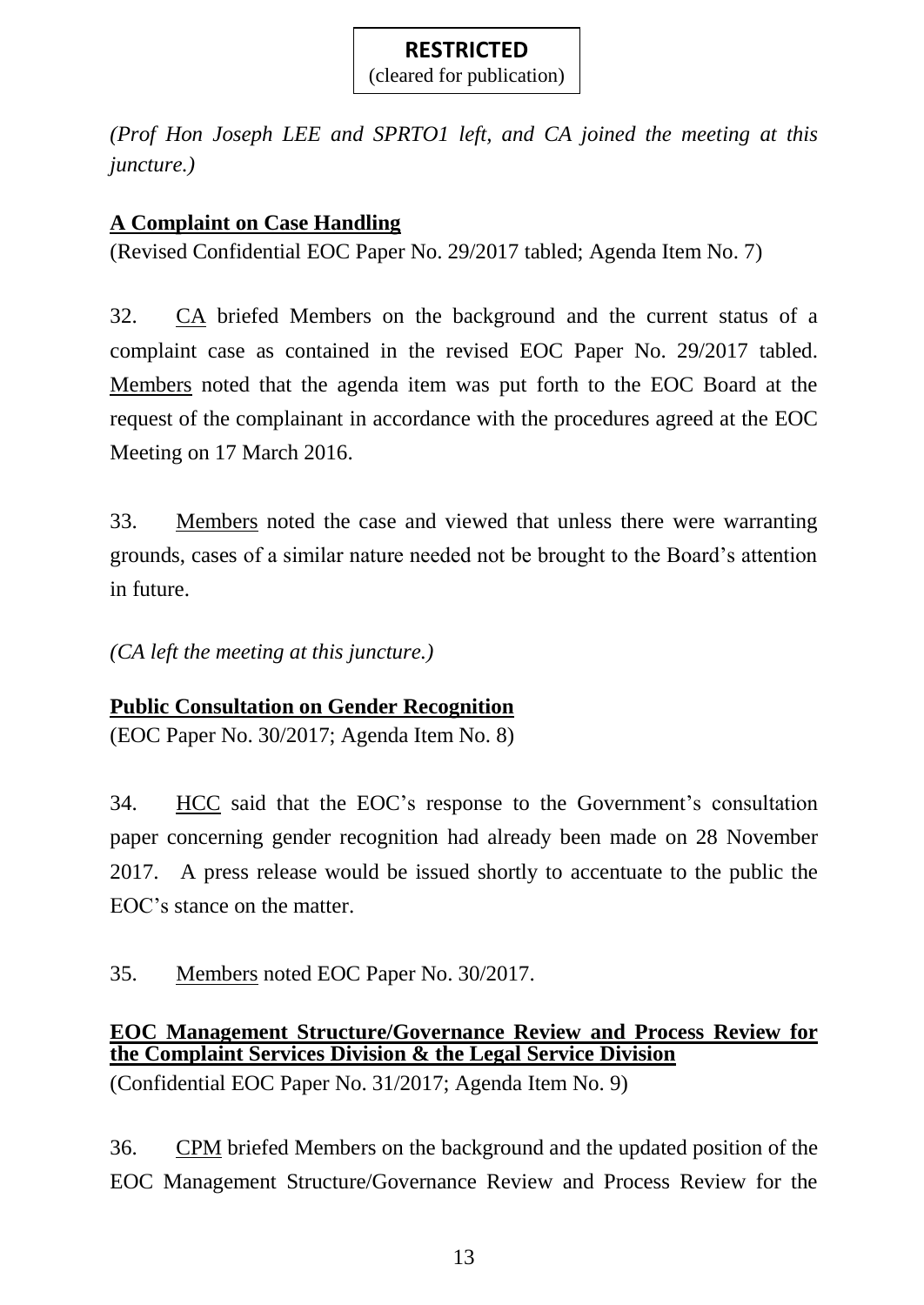**RESTRICTED**
(cleared for publication)

*(Prof Hon Joseph LEE and SPRTO1 left, and CA joined the meeting at this juncture.)*

**<u>A Complaint on Case Handling</u>**
(Revised Confidential EOC Paper No. 29/2017 tabled; Agenda Item No. 7)

32. <u>CA</u> briefed Members on the background and the current status of a complaint case as contained in the revised EOC Paper No. 29/2017 tabled. <u>Members</u> noted that the agenda item was put forth to the EOC Board at the request of the complainant in accordance with the procedures agreed at the EOC Meeting on 17 March 2016.

33. <u>Members</u> noted the case and viewed that unless there were warranting grounds, cases of a similar nature needed not be brought to the Board's attention in future.

*(CA left the meeting at this juncture.)*

**<u>Public Consultation on Gender Recognition</u>**
(EOC Paper No. 30/2017; Agenda Item No. 8)

34. <u>HCC</u> said that the EOC's response to the Government's consultation paper concerning gender recognition had already been made on 28 November 2017. A press release would be issued shortly to accentuate to the public the EOC's stance on the matter.

35. <u>Members</u> noted EOC Paper No. 30/2017.

**<u>EOC Management Structure/Governance Review and Process Review for the Complaint Services Division & the Legal Service Division</u>**
(Confidential EOC Paper No. 31/2017; Agenda Item No. 9)

36. <u>CPM</u> briefed Members on the background and the updated position of the EOC Management Structure/Governance Review and Process Review for the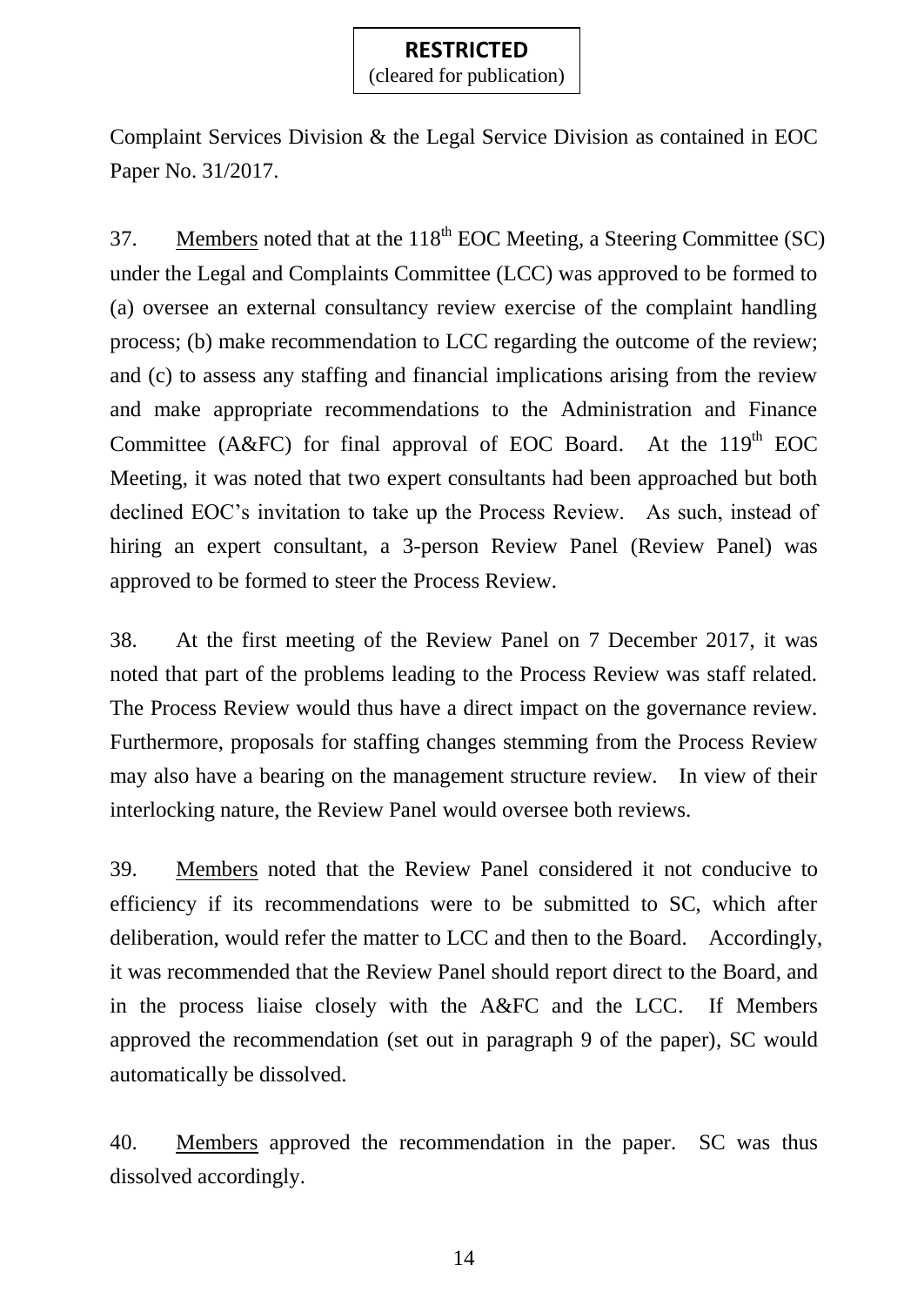Complaint Services Division & the Legal Service Division as contained in EOC Paper No. 31/2017.

37. Members noted that at the 118th EOC Meeting, a Steering Committee (SC) under the Legal and Complaints Committee (LCC) was approved to be formed to (a) oversee an external consultancy review exercise of the complaint handling process; (b) make recommendation to LCC regarding the outcome of the review; and (c) to assess any staffing and financial implications arising from the review and make appropriate recommendations to the Administration and Finance Committee (A&FC) for final approval of EOC Board. At the 119th EOC Meeting, it was noted that two expert consultants had been approached but both declined EOC's invitation to take up the Process Review. As such, instead of hiring an expert consultant, a 3-person Review Panel (Review Panel) was approved to be formed to steer the Process Review.

38. At the first meeting of the Review Panel on 7 December 2017, it was noted that part of the problems leading to the Process Review was staff related. The Process Review would thus have a direct impact on the governance review. Furthermore, proposals for staffing changes stemming from the Process Review may also have a bearing on the management structure review. In view of their interlocking nature, the Review Panel would oversee both reviews.

39. Members noted that the Review Panel considered it not conducive to efficiency if its recommendations were to be submitted to SC, which after deliberation, would refer the matter to LCC and then to the Board. Accordingly, it was recommended that the Review Panel should report direct to the Board, and in the process liaise closely with the A&FC and the LCC. If Members approved the recommendation (set out in paragraph 9 of the paper), SC would automatically be dissolved.

40. Members approved the recommendation in the paper. SC was thus dissolved accordingly.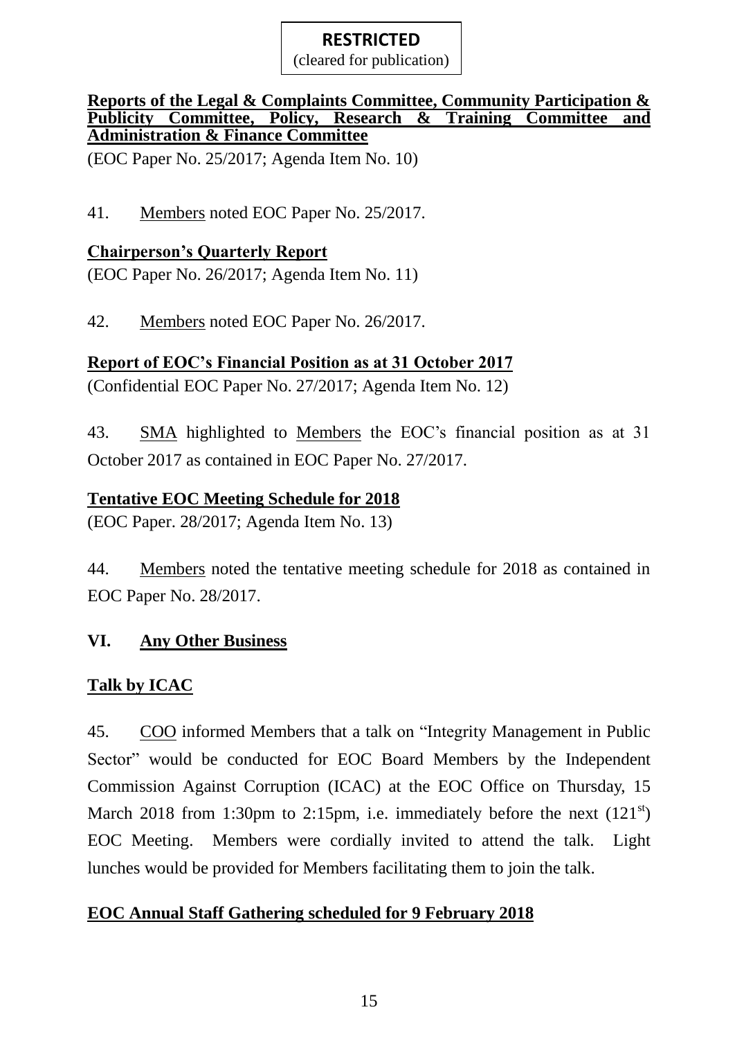**RESTRICTED**
(cleared for publication)

**Reports of the Legal & Complaints Committee, Community Participation & Publicity Committee, Policy, Research & Training Committee and Administration & Finance Committee**

(EOC Paper No. 25/2017; Agenda Item No. 10)

41. Members noted EOC Paper No. 25/2017.

**Chairperson's Quarterly Report**

(EOC Paper No. 26/2017; Agenda Item No. 11)

42. Members noted EOC Paper No. 26/2017.

**Report of EOC's Financial Position as at 31 October 2017**

(Confidential EOC Paper No. 27/2017; Agenda Item No. 12)

43. SMA highlighted to Members the EOC's financial position as at 31 October 2017 as contained in EOC Paper No. 27/2017.

**Tentative EOC Meeting Schedule for 2018**

(EOC Paper. 28/2017; Agenda Item No. 13)

44. Members noted the tentative meeting schedule for 2018 as contained in EOC Paper No. 28/2017.

## VI. Any Other Business

**Talk by ICAC**

45. COO informed Members that a talk on "Integrity Management in Public Sector" would be conducted for EOC Board Members by the Independent Commission Against Corruption (ICAC) at the EOC Office on Thursday, 15 March 2018 from 1:30pm to 2:15pm, i.e. immediately before the next (121st) EOC Meeting. Members were cordially invited to attend the talk. Light lunches would be provided for Members facilitating them to join the talk.

**EOC Annual Staff Gathering scheduled for 9 February 2018**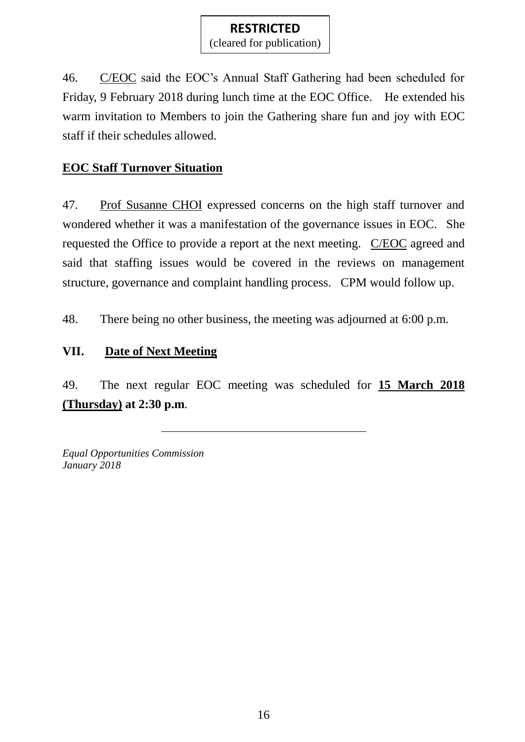**RESTRICTED**
(cleared for publication)

46. C/EOC said the EOC's Annual Staff Gathering had been scheduled for Friday, 9 February 2018 during lunch time at the EOC Office. He extended his warm invitation to Members to join the Gathering share fun and joy with EOC staff if their schedules allowed.

**EOC Staff Turnover Situation**

47. Prof Susanne CHOI expressed concerns on the high staff turnover and wondered whether it was a manifestation of the governance issues in EOC. She requested the Office to provide a report at the next meeting. C/EOC agreed and said that staffing issues would be covered in the reviews on management structure, governance and complaint handling process. CPM would follow up.

48. There being no other business, the meeting was adjourned at 6:00 p.m.

## VII. Date of Next Meeting

49. The next regular EOC meeting was scheduled for **15 March 2018 (Thursday) at 2:30 p.m**.

---

*Equal Opportunities Commission*
*January 2018*